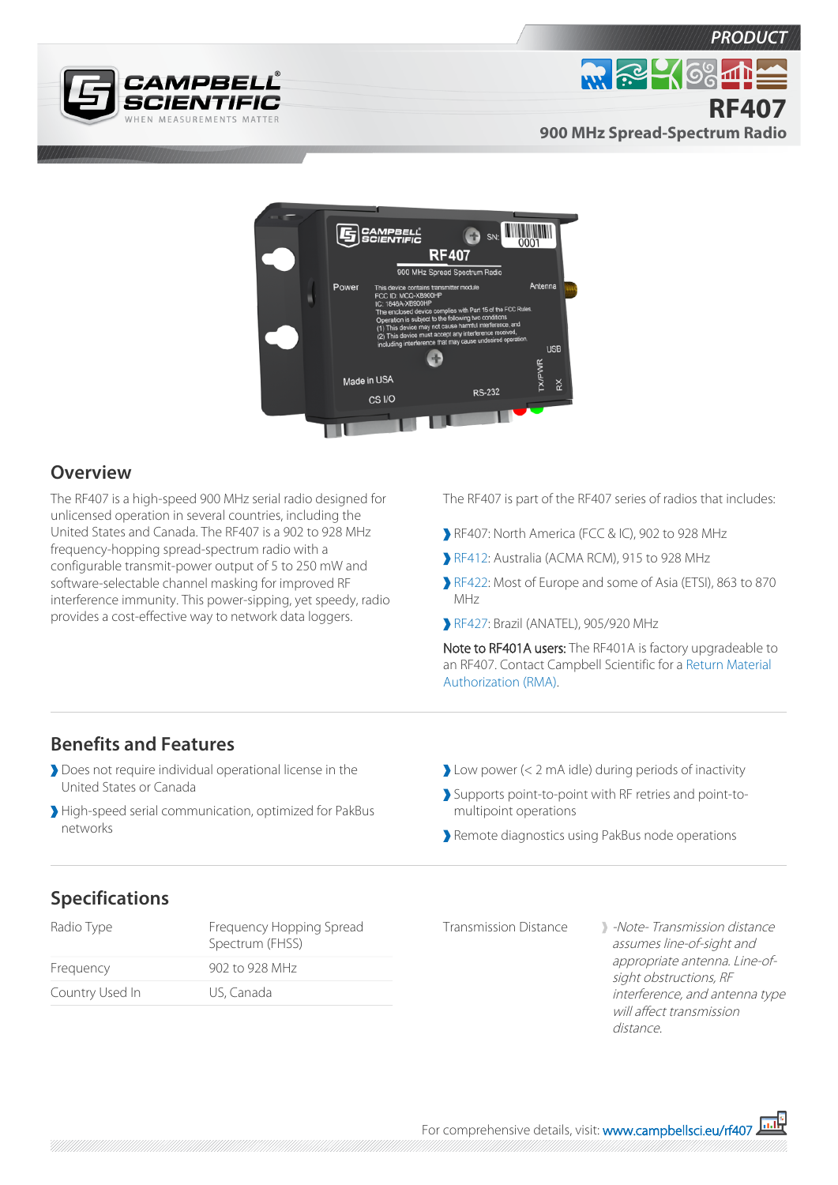PRODUCT

# RF407

## 900 MHz Spread-Spectrum Radio

## Overview

The RF407 is a high-speed 900 MHz serial radio designed for unlicensed operation in several countries, including the United States and Canada. The RF407 is a 902 to 928 MHz frequency-hopping spread-spectrum radio with a configurable transmit-power output of 5 to 250 mW and software-selectable channel masking for improved RF interference immunity. This power-sipping, yet speedy, radio provides a cost-effective way to network data loggers.

The RF407 is part of the RF407 series of radios that includes:

- RF407: North America (FCC & IC), 902 to 928 MHz
- RF412: Australia (ACMA RCM), 915 to 928 MHz
- RF422: Most of Europe and some of Asia (ETSI), 863 to 870 MHz
- RF427: Brazil (ANATEL), 905/920 MHz

Note to RF401A users: The RF401A is factory upgradeable to an RF407. Contact Campbell Scientific for a Return Material Authorization (RMA).

## Benefits and Features

- Does not require individual operational license in the United States or Canada
- High-speed serial communication, optimized for PakBus networks
- Low power (< 2 mA idle) during periods of inactivity
- Supports point-to-point with RF retries and point-to-multipoint operations
- Remote diagnostics using PakBus node operations

## Specifications

| | |
|---|---|
| Radio Type | Frequency Hopping Spread Spectrum (FHSS) |
| Frequency | 902 to 928 MHz |
| Country Used In | US, Canada |
| Transmission Distance | *-Note- Transmission distance assumes line-of-sight and appropriate antenna. Line-of-sight obstructions, RF interference, and antenna type will affect transmission distance.* |

For comprehensive details, visit: www.campbellsci.eu/rf407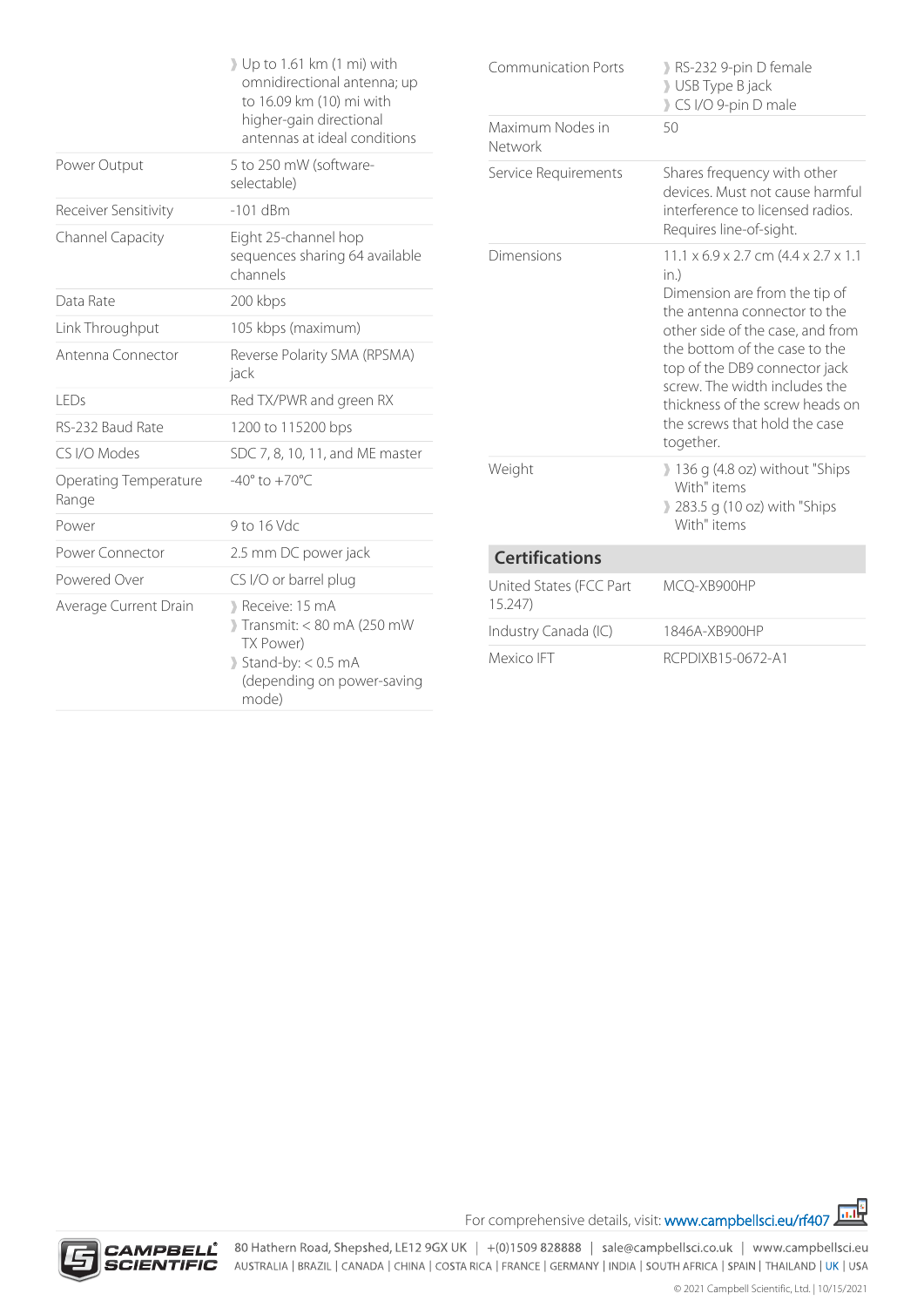| | |
|---|---|
| | Up to 1.61 km (1 mi) with omnidirectional antenna; up to 16.09 km (10) mi with higher-gain directional antennas at ideal conditions |
| Power Output | 5 to 250 mW (software-selectable) |
| Receiver Sensitivity | -101 dBm |
| Channel Capacity | Eight 25-channel hop sequences sharing 64 available channels |
| Data Rate | 200 kbps |
| Link Throughput | 105 kbps (maximum) |
| Antenna Connector | Reverse Polarity SMA (RPSMA) jack |
| LEDs | Red TX/PWR and green RX |
| RS-232 Baud Rate | 1200 to 115200 bps |
| CS I/O Modes | SDC 7, 8, 10, 11, and ME master |
| Operating Temperature Range | -40° to +70°C |
| Power | 9 to 16 Vdc |
| Power Connector | 2.5 mm DC power jack |
| Powered Over | CS I/O or barrel plug |
| Average Current Drain | Receive: 15 mA<br>Transmit: < 80 mA (250 mW TX Power)<br>Stand-by: < 0.5 mA (depending on power-saving mode) |
| Communication Ports | RS-232 9-pin D female<br>USB Type B jack<br>CS I/O 9-pin D male |
| Maximum Nodes in Network | 50 |
| Service Requirements | Shares frequency with other devices. Must not cause harmful interference to licensed radios. Requires line-of-sight. |
| Dimensions | 11.1 x 6.9 x 2.7 cm (4.4 x 2.7 x 1.1 in.)<br>Dimension are from the tip of the antenna connector to the other side of the case, and from the bottom of the case to the top of the DB9 connector jack screw. The width includes the thickness of the screw heads on the screws that hold the case together. |
| Weight | 136 g (4.8 oz) without "Ships With" items<br>283.5 g (10 oz) with "Ships With" items |

## Certifications

| | |
|---|---|
| United States (FCC Part 15.247) | MCQ-XB900HP |
| Industry Canada (IC) | 1846A-XB900HP |
| Mexico IFT | RCPDIXB15-0672-A1 |

For comprehensive details, visit: www.campbellsci.eu/rf407

CAMPBELL SCIENTIFIC

80 Hathern Road, Shepshed, LE12 9GX UK | +(0)1509 828888 | sale@campbellsci.co.uk | www.campbellsci.eu

AUSTRALIA | BRAZIL | CANADA | CHINA | COSTA RICA | FRANCE | GERMANY | INDIA | SOUTH AFRICA | SPAIN | THAILAND | UK | USA

© 2021 Campbell Scientific, Ltd. | 10/15/2021